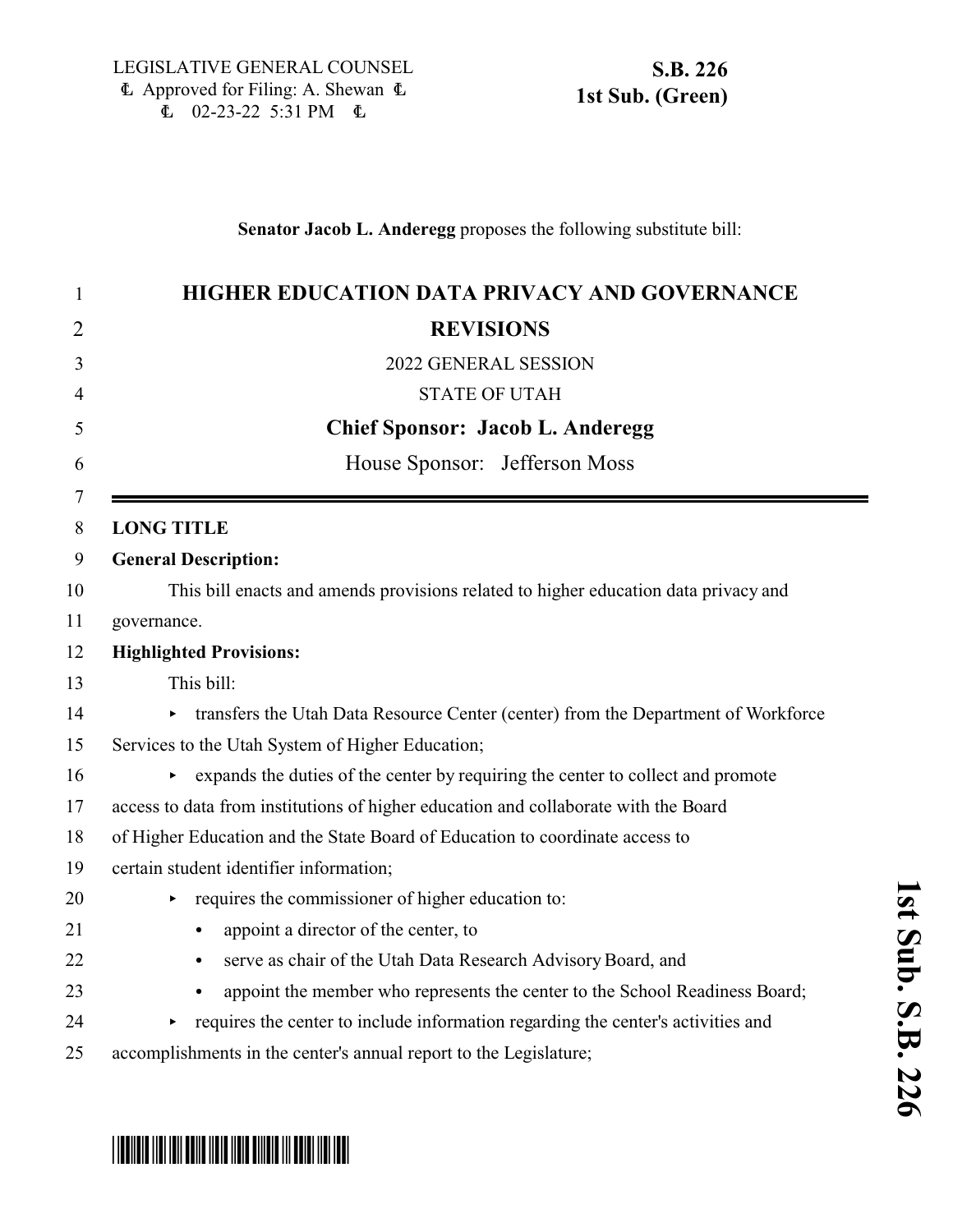LEGISLATIVE GENERAL COUNSEL
Approved for Filing: A. Shewan
02-23-22 5:31 PM

**S.B. 226**
**1st Sub. (Green)**

**Senator Jacob L. Anderegg** proposes the following substitute bill:

# HIGHER EDUCATION DATA PRIVACY AND GOVERNANCE REVISIONS

2022 GENERAL SESSION

STATE OF UTAH

**Chief Sponsor: Jacob L. Anderegg**

House Sponsor: Jefferson Moss

**LONG TITLE**

**General Description:**

This bill enacts and amends provisions related to higher education data privacy and governance.

**Highlighted Provisions:**

This bill:

- transfers the Utah Data Resource Center (center) from the Department of Workforce Services to the Utah System of Higher Education;
- expands the duties of the center by requiring the center to collect and promote access to data from institutions of higher education and collaborate with the Board of Higher Education and the State Board of Education to coordinate access to certain student identifier information;
- requires the commissioner of higher education to:
  - appoint a director of the center, to
  - serve as chair of the Utah Data Research Advisory Board, and
  - appoint the member who represents the center to the School Readiness Board;
- requires the center to include information regarding the center's activities and accomplishments in the center's annual report to the Legislature;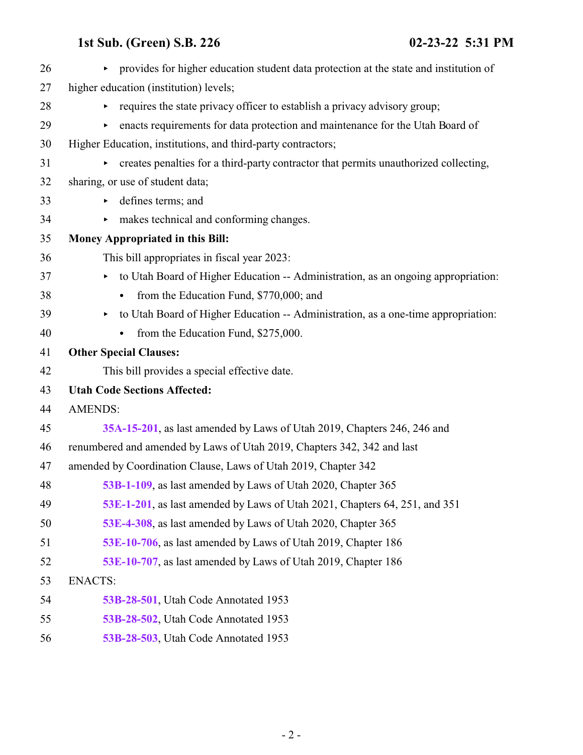- provides for higher education student data protection at the state and institution of higher education (institution) levels;
- requires the state privacy officer to establish a privacy advisory group;
- enacts requirements for data protection and maintenance for the Utah Board of Higher Education, institutions, and third-party contractors;
- creates penalties for a third-party contractor that permits unauthorized collecting, sharing, or use of student data;
- defines terms; and
- makes technical and conforming changes.

**Money Appropriated in this Bill:**

This bill appropriates in fiscal year 2023:

- to Utah Board of Higher Education -- Administration, as an ongoing appropriation:
  - from the Education Fund, $770,000; and
- to Utah Board of Higher Education -- Administration, as a one-time appropriation:
  - from the Education Fund, $275,000.

**Other Special Clauses:**

This bill provides a special effective date.

**Utah Code Sections Affected:**

AMENDS:

**35A-15-201**, as last amended by Laws of Utah 2019, Chapters 246, 246 and renumbered and amended by Laws of Utah 2019, Chapters 342, 342 and last amended by Coordination Clause, Laws of Utah 2019, Chapter 342

**53B-1-109**, as last amended by Laws of Utah 2020, Chapter 365

**53E-1-201**, as last amended by Laws of Utah 2021, Chapters 64, 251, and 351

**53E-4-308**, as last amended by Laws of Utah 2020, Chapter 365

**53E-10-706**, as last amended by Laws of Utah 2019, Chapter 186

**53E-10-707**, as last amended by Laws of Utah 2019, Chapter 186

ENACTS:

**53B-28-501**, Utah Code Annotated 1953

**53B-28-502**, Utah Code Annotated 1953

**53B-28-503**, Utah Code Annotated 1953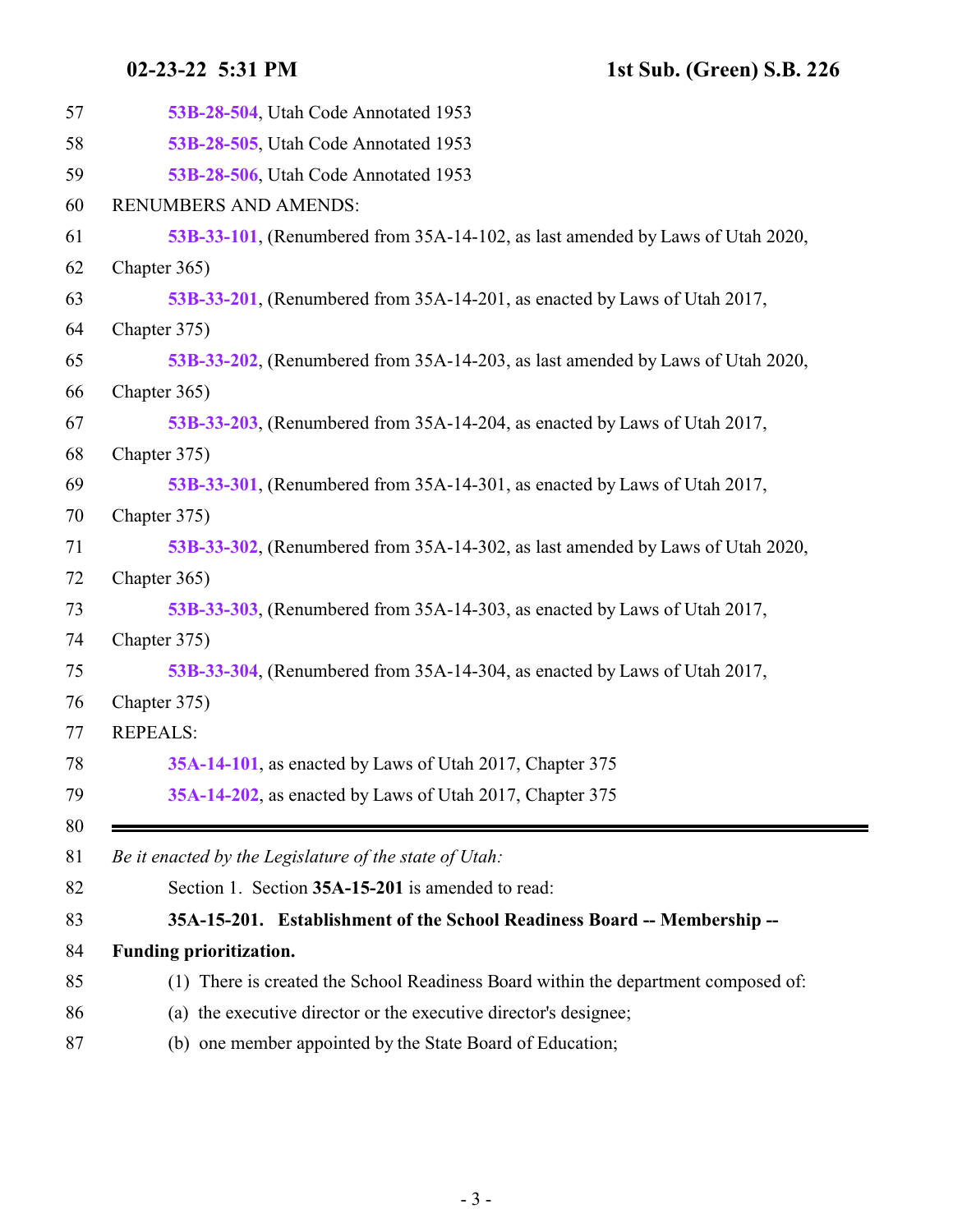53B-28-504, Utah Code Annotated 1953

53B-28-505, Utah Code Annotated 1953

53B-28-506, Utah Code Annotated 1953

RENUMBERS AND AMENDS:

53B-33-101, (Renumbered from 35A-14-102, as last amended by Laws of Utah 2020, Chapter 365)

53B-33-201, (Renumbered from 35A-14-201, as enacted by Laws of Utah 2017, Chapter 375)

53B-33-202, (Renumbered from 35A-14-203, as last amended by Laws of Utah 2020, Chapter 365)

53B-33-203, (Renumbered from 35A-14-204, as enacted by Laws of Utah 2017, Chapter 375)

53B-33-301, (Renumbered from 35A-14-301, as enacted by Laws of Utah 2017, Chapter 375)

53B-33-302, (Renumbered from 35A-14-302, as last amended by Laws of Utah 2020, Chapter 365)

53B-33-303, (Renumbered from 35A-14-303, as enacted by Laws of Utah 2017, Chapter 375)

53B-33-304, (Renumbered from 35A-14-304, as enacted by Laws of Utah 2017, Chapter 375)

REPEALS:

35A-14-101, as enacted by Laws of Utah 2017, Chapter 375

35A-14-202, as enacted by Laws of Utah 2017, Chapter 375

---

*Be it enacted by the Legislature of the state of Utah:*

Section 1. Section **35A-15-201** is amended to read:

**35A-15-201. Establishment of the School Readiness Board -- Membership -- Funding prioritization.**

(1) There is created the School Readiness Board within the department composed of:

(a) the executive director or the executive director's designee;

(b) one member appointed by the State Board of Education;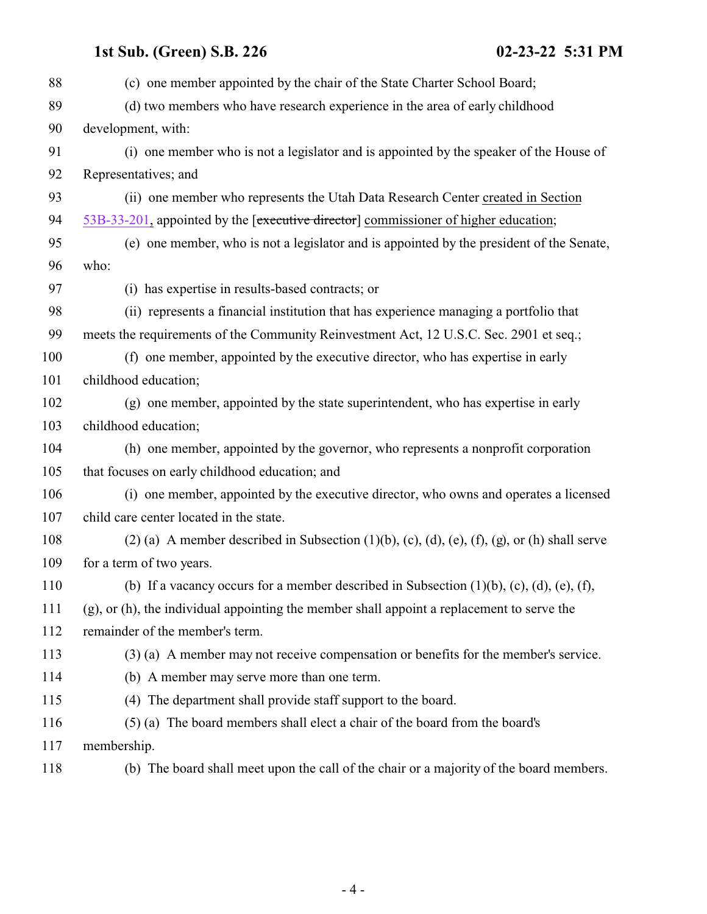(c) one member appointed by the chair of the State Charter School Board;

(d) two members who have research experience in the area of early childhood development, with:

(i) one member who is not a legislator and is appointed by the speaker of the House of Representatives; and

(ii) one member who represents the Utah Data Research Center created in Section 53B-33-201, appointed by the [~~executive director~~] commissioner of higher education;

(e) one member, who is not a legislator and is appointed by the president of the Senate, who:

(i) has expertise in results-based contracts; or

(ii) represents a financial institution that has experience managing a portfolio that meets the requirements of the Community Reinvestment Act, 12 U.S.C. Sec. 2901 et seq.;

(f) one member, appointed by the executive director, who has expertise in early childhood education;

(g) one member, appointed by the state superintendent, who has expertise in early childhood education;

(h) one member, appointed by the governor, who represents a nonprofit corporation that focuses on early childhood education; and

(i) one member, appointed by the executive director, who owns and operates a licensed child care center located in the state.

(2) (a) A member described in Subsection (1)(b), (c), (d), (e), (f), (g), or (h) shall serve for a term of two years.

(b) If a vacancy occurs for a member described in Subsection (1)(b), (c), (d), (e), (f), (g), or (h), the individual appointing the member shall appoint a replacement to serve the remainder of the member's term.

(3) (a) A member may not receive compensation or benefits for the member's service.

(b) A member may serve more than one term.

(4) The department shall provide staff support to the board.

(5) (a) The board members shall elect a chair of the board from the board's membership.

(b) The board shall meet upon the call of the chair or a majority of the board members.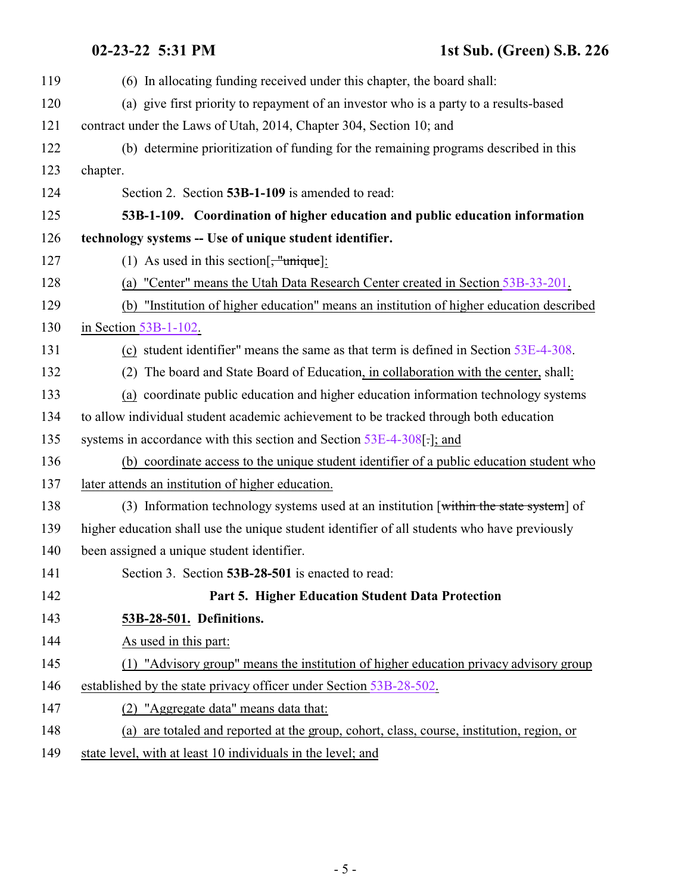(6) In allocating funding received under this chapter, the board shall:

(a) give first priority to repayment of an investor who is a party to a results-based contract under the Laws of Utah, 2014, Chapter 304, Section 10; and

(b) determine prioritization of funding for the remaining programs described in this chapter.

Section 2. Section **53B-1-109** is amended to read:

**53B-1-109. Coordination of higher education and public education information technology systems -- Use of unique student identifier.**

(1) As used in this section[, "unique]:

(a) "Center" means the Utah Data Research Center created in Section 53B-33-201.

(b) "Institution of higher education" means an institution of higher education described in Section 53B-1-102.

(c) student identifier" means the same as that term is defined in Section 53E-4-308.

(2) The board and State Board of Education, in collaboration with the center, shall:

(a) coordinate public education and higher education information technology systems to allow individual student academic achievement to be tracked through both education systems in accordance with this section and Section 53E-4-308[.]; and

(b) coordinate access to the unique student identifier of a public education student who later attends an institution of higher education.

(3) Information technology systems used at an institution [within the state system] of higher education shall use the unique student identifier of all students who have previously been assigned a unique student identifier.

Section 3. Section **53B-28-501** is enacted to read:

## Part 5. Higher Education Student Data Protection

**53B-28-501. Definitions.**

As used in this part:

(1) "Advisory group" means the institution of higher education privacy advisory group established by the state privacy officer under Section 53B-28-502.

(2) "Aggregate data" means data that:

(a) are totaled and reported at the group, cohort, class, course, institution, region, or state level, with at least 10 individuals in the level; and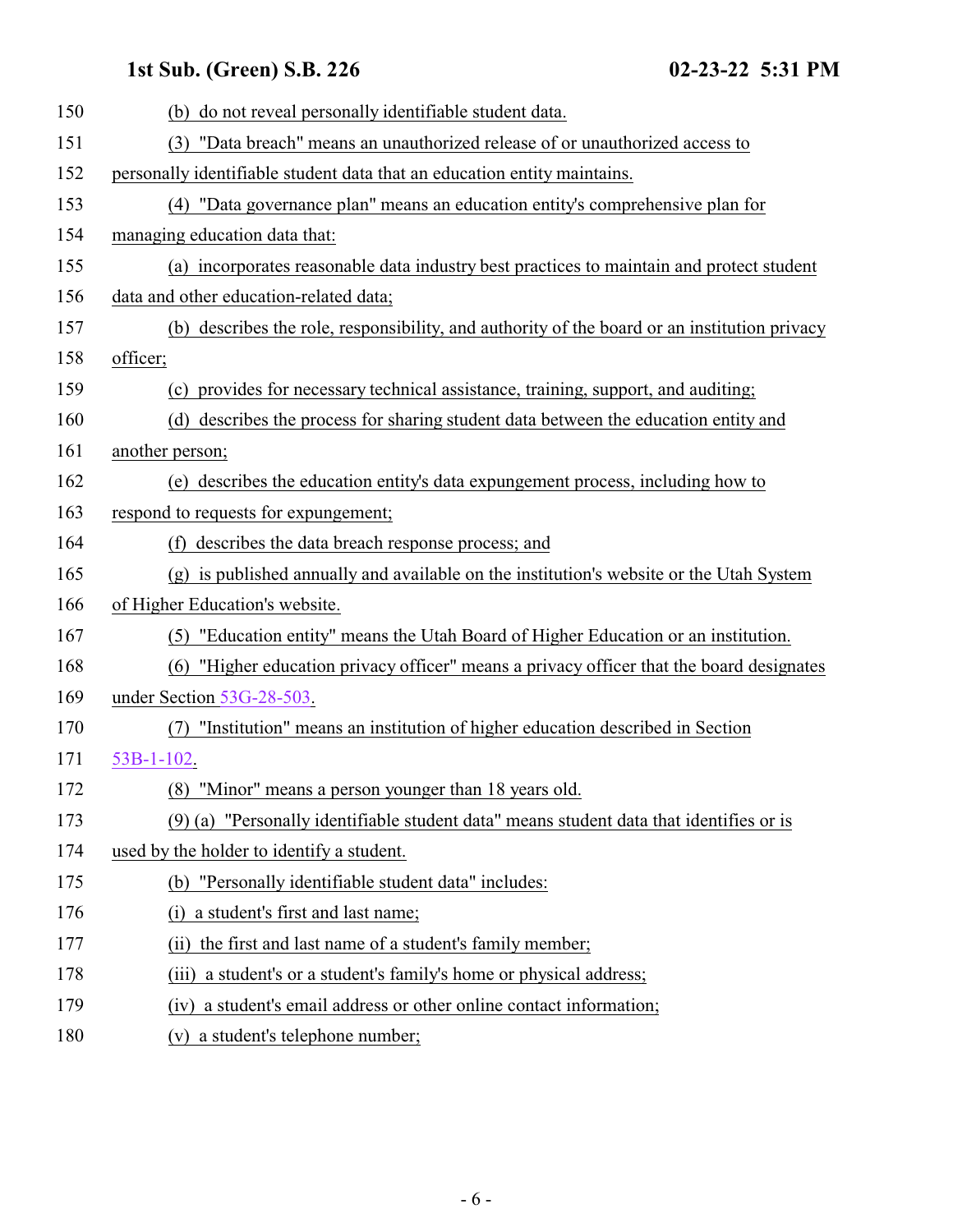(b) do not reveal personally identifiable student data.

(3) "Data breach" means an unauthorized release of or unauthorized access to personally identifiable student data that an education entity maintains.

(4) "Data governance plan" means an education entity's comprehensive plan for managing education data that:

(a) incorporates reasonable data industry best practices to maintain and protect student data and other education-related data;

(b) describes the role, responsibility, and authority of the board or an institution privacy officer;

(c) provides for necessary technical assistance, training, support, and auditing;

(d) describes the process for sharing student data between the education entity and another person;

(e) describes the education entity's data expungement process, including how to respond to requests for expungement;

(f) describes the data breach response process; and

(g) is published annually and available on the institution's website or the Utah System of Higher Education's website.

(5) "Education entity" means the Utah Board of Higher Education or an institution.

(6) "Higher education privacy officer" means a privacy officer that the board designates under Section 53G-28-503.

(7) "Institution" means an institution of higher education described in Section 53B-1-102.

(8) "Minor" means a person younger than 18 years old.

(9) (a) "Personally identifiable student data" means student data that identifies or is used by the holder to identify a student.

(b) "Personally identifiable student data" includes:

(i) a student's first and last name;

(ii) the first and last name of a student's family member;

(iii) a student's or a student's family's home or physical address;

(iv) a student's email address or other online contact information;

(v) a student's telephone number;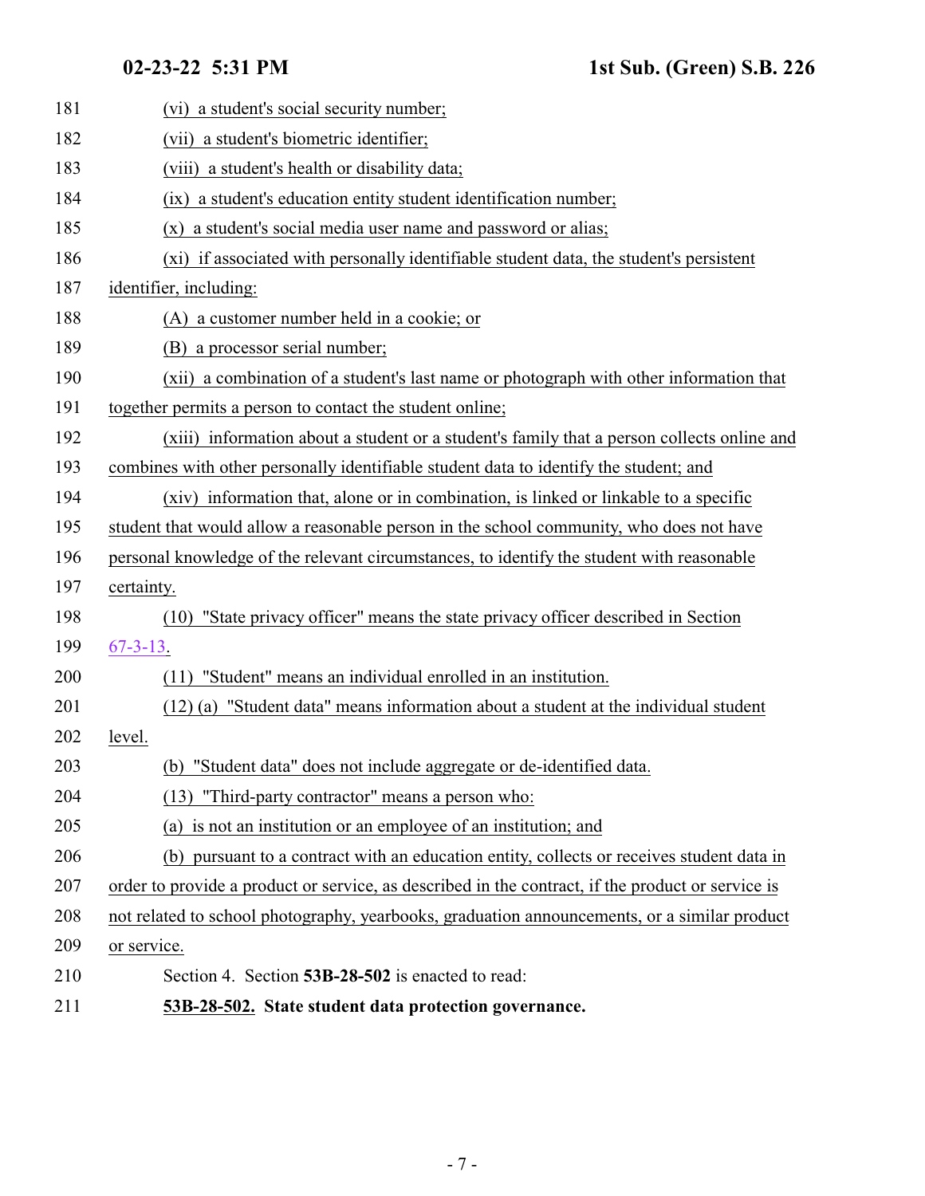(vi) a student's social security number;

(vii) a student's biometric identifier;

(viii) a student's health or disability data;

(ix) a student's education entity student identification number;

(x) a student's social media user name and password or alias;

(xi) if associated with personally identifiable student data, the student's persistent identifier, including:

(A) a customer number held in a cookie; or

(B) a processor serial number;

(xii) a combination of a student's last name or photograph with other information that together permits a person to contact the student online;

(xiii) information about a student or a student's family that a person collects online and combines with other personally identifiable student data to identify the student; and

(xiv) information that, alone or in combination, is linked or linkable to a specific student that would allow a reasonable person in the school community, who does not have personal knowledge of the relevant circumstances, to identify the student with reasonable certainty.

(10) "State privacy officer" means the state privacy officer described in Section 67-3-13.

(11) "Student" means an individual enrolled in an institution.

(12) (a) "Student data" means information about a student at the individual student level.

(b) "Student data" does not include aggregate or de-identified data.

(13) "Third-party contractor" means a person who:

(a) is not an institution or an employee of an institution; and

(b) pursuant to a contract with an education entity, collects or receives student data in order to provide a product or service, as described in the contract, if the product or service is not related to school photography, yearbooks, graduation announcements, or a similar product or service.

Section 4. Section **53B-28-502** is enacted to read:

**53B-28-502. State student data protection governance.**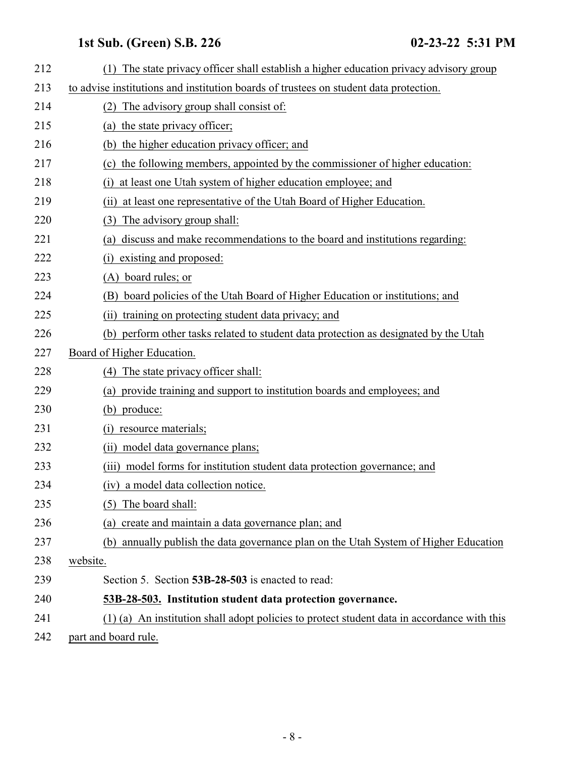(1) The state privacy officer shall establish a higher education privacy advisory group to advise institutions and institution boards of trustees on student data protection.

(2) The advisory group shall consist of:

(a) the state privacy officer;

(b) the higher education privacy officer; and

(c) the following members, appointed by the commissioner of higher education:

(i) at least one Utah system of higher education employee; and

(ii) at least one representative of the Utah Board of Higher Education.

(3) The advisory group shall:

(a) discuss and make recommendations to the board and institutions regarding:

(i) existing and proposed:

(A) board rules; or

(B) board policies of the Utah Board of Higher Education or institutions; and

(ii) training on protecting student data privacy; and

(b) perform other tasks related to student data protection as designated by the Utah Board of Higher Education.

(4) The state privacy officer shall:

(a) provide training and support to institution boards and employees; and

(b) produce:

(i) resource materials;

(ii) model data governance plans;

(iii) model forms for institution student data protection governance; and

(iv) a model data collection notice.

(5) The board shall:

(a) create and maintain a data governance plan; and

(b) annually publish the data governance plan on the Utah System of Higher Education website.

Section 5. Section **53B-28-503** is enacted to read:

**53B-28-503. Institution student data protection governance.**

(1) (a) An institution shall adopt policies to protect student data in accordance with this part and board rule.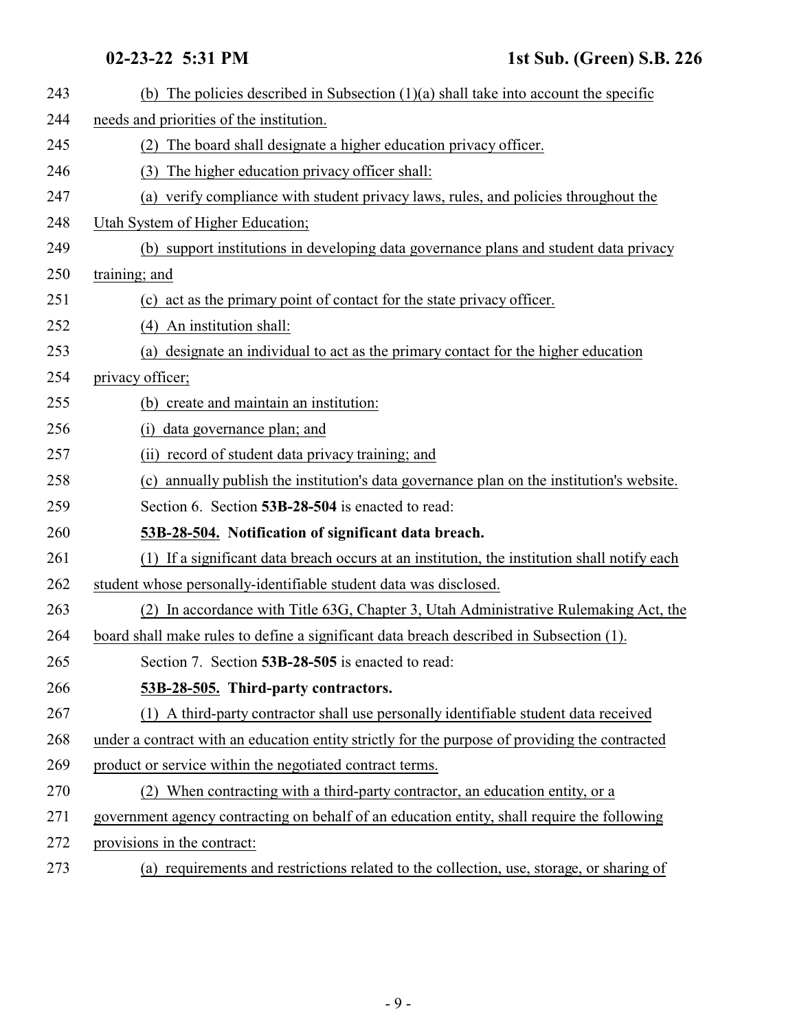(b) The policies described in Subsection (1)(a) shall take into account the specific needs and priorities of the institution.

(2) The board shall designate a higher education privacy officer.

(3) The higher education privacy officer shall:

(a) verify compliance with student privacy laws, rules, and policies throughout the Utah System of Higher Education;

(b) support institutions in developing data governance plans and student data privacy training; and

(c) act as the primary point of contact for the state privacy officer.

(4) An institution shall:

(a) designate an individual to act as the primary contact for the higher education privacy officer;

(b) create and maintain an institution:

(i) data governance plan; and

(ii) record of student data privacy training; and

(c) annually publish the institution's data governance plan on the institution's website.

Section 6. Section **53B-28-504** is enacted to read:

**53B-28-504. Notification of significant data breach.**

(1) If a significant data breach occurs at an institution, the institution shall notify each student whose personally-identifiable student data was disclosed.

(2) In accordance with Title 63G, Chapter 3, Utah Administrative Rulemaking Act, the board shall make rules to define a significant data breach described in Subsection (1).

Section 7. Section **53B-28-505** is enacted to read:

**53B-28-505. Third-party contractors.**

(1) A third-party contractor shall use personally identifiable student data received under a contract with an education entity strictly for the purpose of providing the contracted product or service within the negotiated contract terms.

(2) When contracting with a third-party contractor, an education entity, or a government agency contracting on behalf of an education entity, shall require the following provisions in the contract:

(a) requirements and restrictions related to the collection, use, storage, or sharing of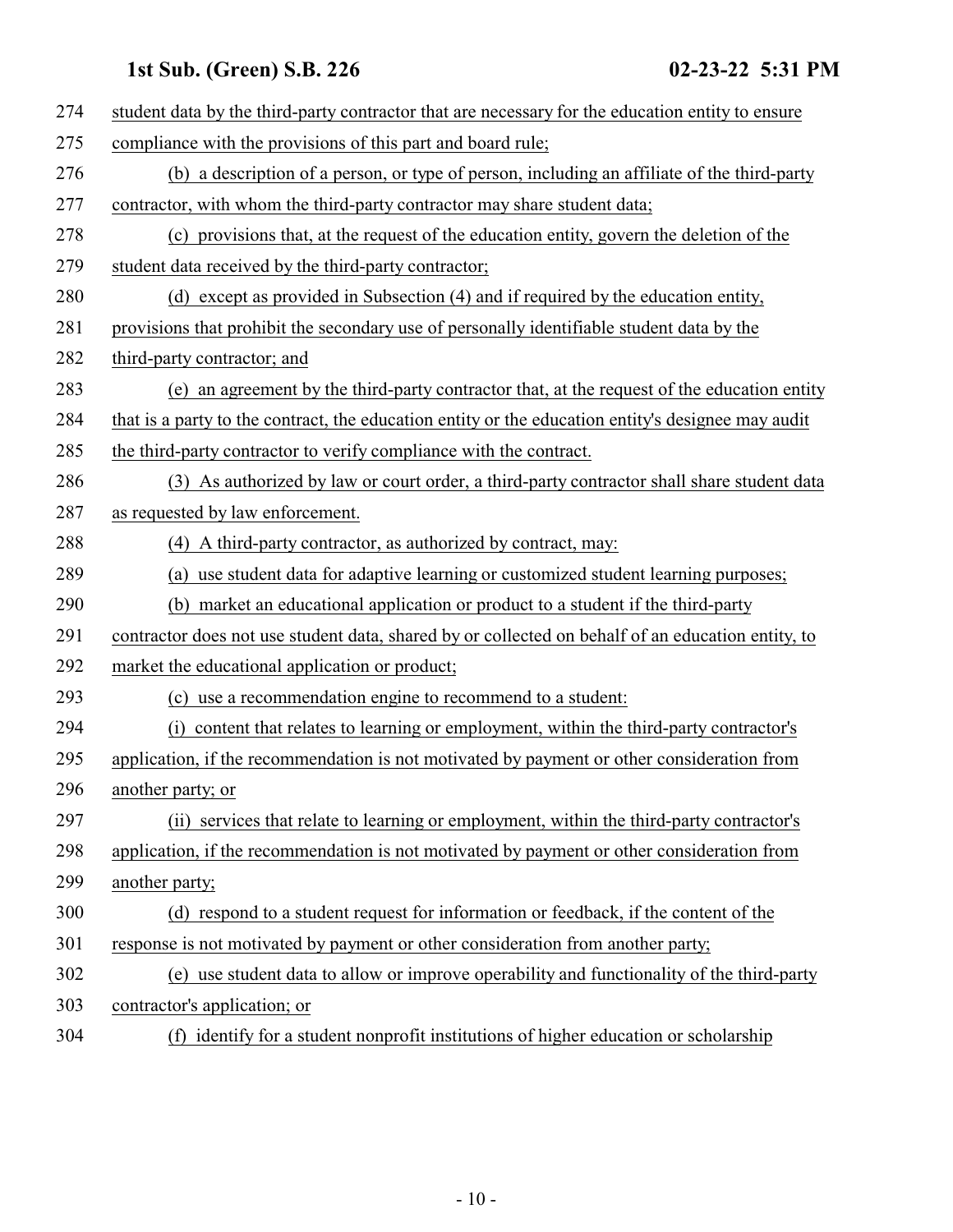student data by the third-party contractor that are necessary for the education entity to ensure compliance with the provisions of this part and board rule;

(b) a description of a person, or type of person, including an affiliate of the third-party contractor, with whom the third-party contractor may share student data;

(c) provisions that, at the request of the education entity, govern the deletion of the student data received by the third-party contractor;

(d) except as provided in Subsection (4) and if required by the education entity, provisions that prohibit the secondary use of personally identifiable student data by the third-party contractor; and

(e) an agreement by the third-party contractor that, at the request of the education entity that is a party to the contract, the education entity or the education entity's designee may audit the third-party contractor to verify compliance with the contract.

(3) As authorized by law or court order, a third-party contractor shall share student data as requested by law enforcement.

(4) A third-party contractor, as authorized by contract, may:

(a) use student data for adaptive learning or customized student learning purposes;

(b) market an educational application or product to a student if the third-party contractor does not use student data, shared by or collected on behalf of an education entity, to market the educational application or product;

(c) use a recommendation engine to recommend to a student:

(i) content that relates to learning or employment, within the third-party contractor's application, if the recommendation is not motivated by payment or other consideration from another party; or

(ii) services that relate to learning or employment, within the third-party contractor's application, if the recommendation is not motivated by payment or other consideration from another party;

(d) respond to a student request for information or feedback, if the content of the response is not motivated by payment or other consideration from another party;

(e) use student data to allow or improve operability and functionality of the third-party contractor's application; or

(f) identify for a student nonprofit institutions of higher education or scholarship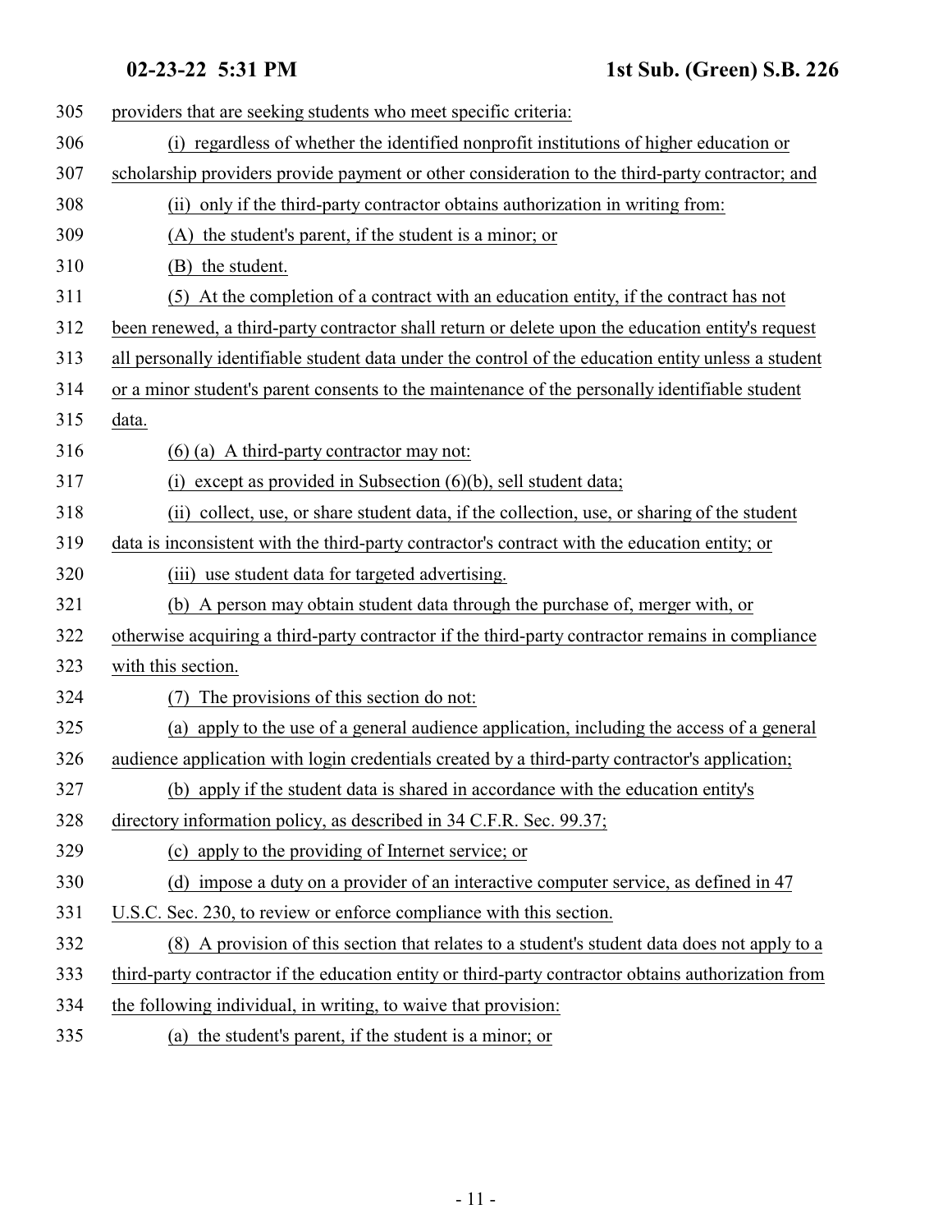providers that are seeking students who meet specific criteria:

(i) regardless of whether the identified nonprofit institutions of higher education or scholarship providers provide payment or other consideration to the third-party contractor; and

(ii) only if the third-party contractor obtains authorization in writing from:

(A) the student's parent, if the student is a minor; or

(B) the student.

(5) At the completion of a contract with an education entity, if the contract has not been renewed, a third-party contractor shall return or delete upon the education entity's request all personally identifiable student data under the control of the education entity unless a student or a minor student's parent consents to the maintenance of the personally identifiable student data.

(6) (a) A third-party contractor may not:

(i) except as provided in Subsection (6)(b), sell student data;

(ii) collect, use, or share student data, if the collection, use, or sharing of the student data is inconsistent with the third-party contractor's contract with the education entity; or

(iii) use student data for targeted advertising.

(b) A person may obtain student data through the purchase of, merger with, or otherwise acquiring a third-party contractor if the third-party contractor remains in compliance with this section.

(7) The provisions of this section do not:

(a) apply to the use of a general audience application, including the access of a general audience application with login credentials created by a third-party contractor's application;

(b) apply if the student data is shared in accordance with the education entity's directory information policy, as described in 34 C.F.R. Sec. 99.37;

(c) apply to the providing of Internet service; or

(d) impose a duty on a provider of an interactive computer service, as defined in 47 U.S.C. Sec. 230, to review or enforce compliance with this section.

(8) A provision of this section that relates to a student's student data does not apply to a third-party contractor if the education entity or third-party contractor obtains authorization from the following individual, in writing, to waive that provision:

(a) the student's parent, if the student is a minor; or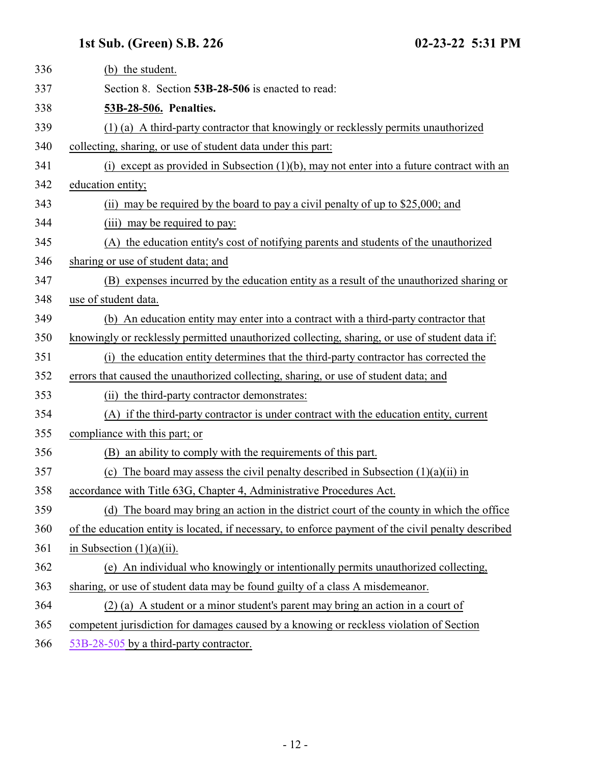(b) the student.

Section 8. Section **53B-28-506** is enacted to read:

**53B-28-506. Penalties.**

(1) (a) A third-party contractor that knowingly or recklessly permits unauthorized collecting, sharing, or use of student data under this part:

(i) except as provided in Subsection (1)(b), may not enter into a future contract with an education entity;

(ii) may be required by the board to pay a civil penalty of up to $25,000; and

(iii) may be required to pay:

(A) the education entity's cost of notifying parents and students of the unauthorized sharing or use of student data; and

(B) expenses incurred by the education entity as a result of the unauthorized sharing or use of student data.

(b) An education entity may enter into a contract with a third-party contractor that knowingly or recklessly permitted unauthorized collecting, sharing, or use of student data if:

(i) the education entity determines that the third-party contractor has corrected the errors that caused the unauthorized collecting, sharing, or use of student data; and

(ii) the third-party contractor demonstrates:

(A) if the third-party contractor is under contract with the education entity, current compliance with this part; or

(B) an ability to comply with the requirements of this part.

(c) The board may assess the civil penalty described in Subsection (1)(a)(ii) in accordance with Title 63G, Chapter 4, Administrative Procedures Act.

(d) The board may bring an action in the district court of the county in which the office of the education entity is located, if necessary, to enforce payment of the civil penalty described in Subsection (1)(a)(ii).

(e) An individual who knowingly or intentionally permits unauthorized collecting, sharing, or use of student data may be found guilty of a class A misdemeanor.

(2) (a) A student or a minor student's parent may bring an action in a court of competent jurisdiction for damages caused by a knowing or reckless violation of Section 53B-28-505 by a third-party contractor.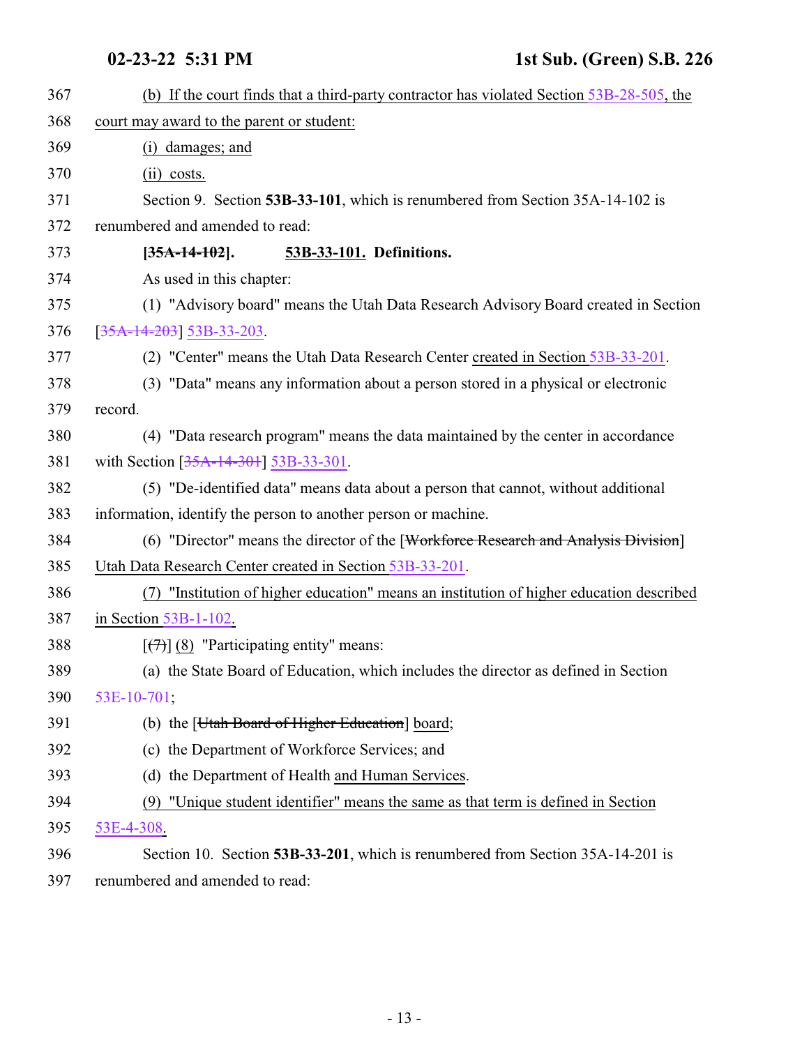(b) If the court finds that a third-party contractor has violated Section 53B-28-505, the court may award to the parent or student:

(i) damages; and

(ii) costs.

Section 9. Section **53B-33-101**, which is renumbered from Section 35A-14-102 is renumbered and amended to read:

**[~~35A-14-102~~]. 53B-33-101. Definitions.**

As used in this chapter:

(1) "Advisory board" means the Utah Data Research Advisory Board created in Section [~~35A-14-203~~] 53B-33-203.

(2) "Center" means the Utah Data Research Center created in Section 53B-33-201.

(3) "Data" means any information about a person stored in a physical or electronic record.

(4) "Data research program" means the data maintained by the center in accordance with Section [~~35A-14-301~~] 53B-33-301.

(5) "De-identified data" means data about a person that cannot, without additional information, identify the person to another person or machine.

(6) "Director" means the director of the [~~Workforce Research and Analysis Division~~] Utah Data Research Center created in Section 53B-33-201.

(7) "Institution of higher education" means an institution of higher education described in Section 53B-1-102.

[~~(7)~~] (8) "Participating entity" means:

(a) the State Board of Education, which includes the director as defined in Section 53E-10-701;

(b) the [~~Utah Board of Higher Education~~] board;

(c) the Department of Workforce Services; and

(d) the Department of Health and Human Services.

(9) "Unique student identifier" means the same as that term is defined in Section 53E-4-308.

Section 10. Section **53B-33-201**, which is renumbered from Section 35A-14-201 is renumbered and amended to read: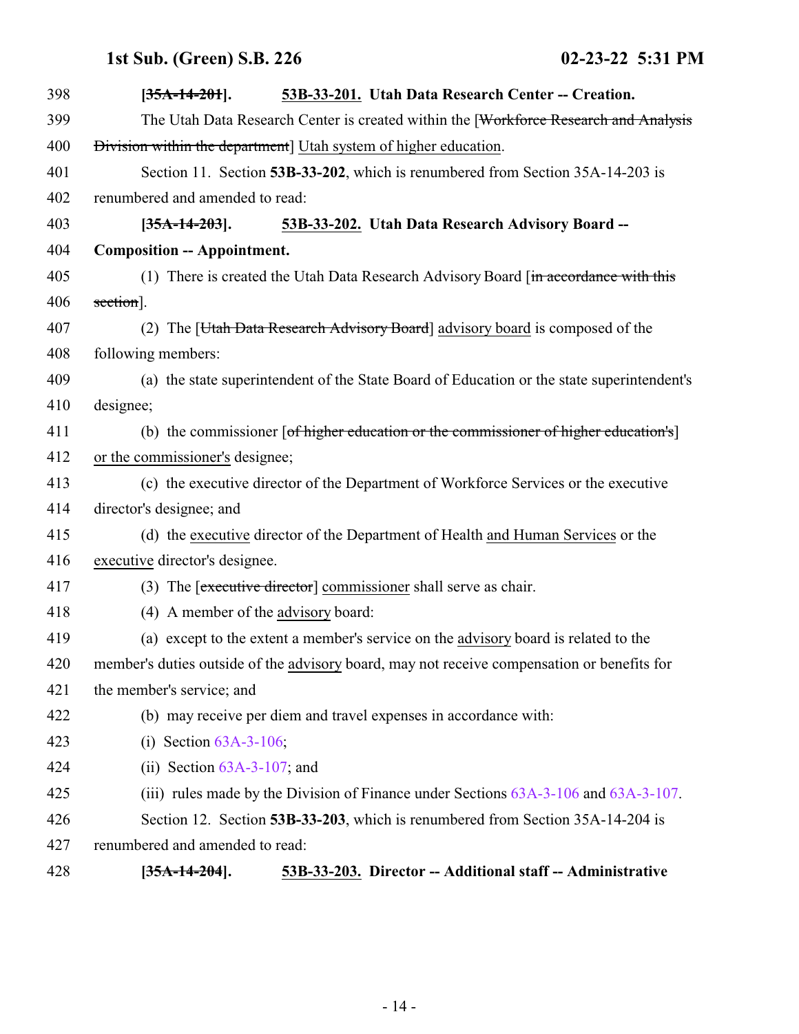398 **[~~35A-14-201~~]. 53B-33-201. Utah Data Research Center -- Creation.**

399 The Utah Data Research Center is created within the [~~Workforce Research and Analysis~~
400 ~~Division within the department~~] Utah system of higher education.

401 Section 11. Section **53B-33-202**, which is renumbered from Section 35A-14-203 is
402 renumbered and amended to read:

403 **[~~35A-14-203~~]. 53B-33-202. Utah Data Research Advisory Board --**
404 **Composition -- Appointment.**

405 (1) There is created the Utah Data Research Advisory Board [~~in accordance with this~~
406 ~~section~~].

407 (2) The [~~Utah Data Research Advisory Board~~] advisory board is composed of the
408 following members:

409 (a) the state superintendent of the State Board of Education or the state superintendent's
410 designee;

411 (b) the commissioner [~~of higher education or the commissioner of higher education's~~]
412 or the commissioner's designee;

413 (c) the executive director of the Department of Workforce Services or the executive
414 director's designee; and

415 (d) the executive director of the Department of Health and Human Services or the
416 executive director's designee.

417 (3) The [~~executive director~~] commissioner shall serve as chair.

418 (4) A member of the advisory board:

419 (a) except to the extent a member's service on the advisory board is related to the
420 member's duties outside of the advisory board, may not receive compensation or benefits for
421 the member's service; and

422 (b) may receive per diem and travel expenses in accordance with:

423 (i) Section 63A-3-106;

424 (ii) Section 63A-3-107; and

425 (iii) rules made by the Division of Finance under Sections 63A-3-106 and 63A-3-107.

426 Section 12. Section **53B-33-203**, which is renumbered from Section 35A-14-204 is
427 renumbered and amended to read:

428 **[~~35A-14-204~~]. 53B-33-203. Director -- Additional staff -- Administrative**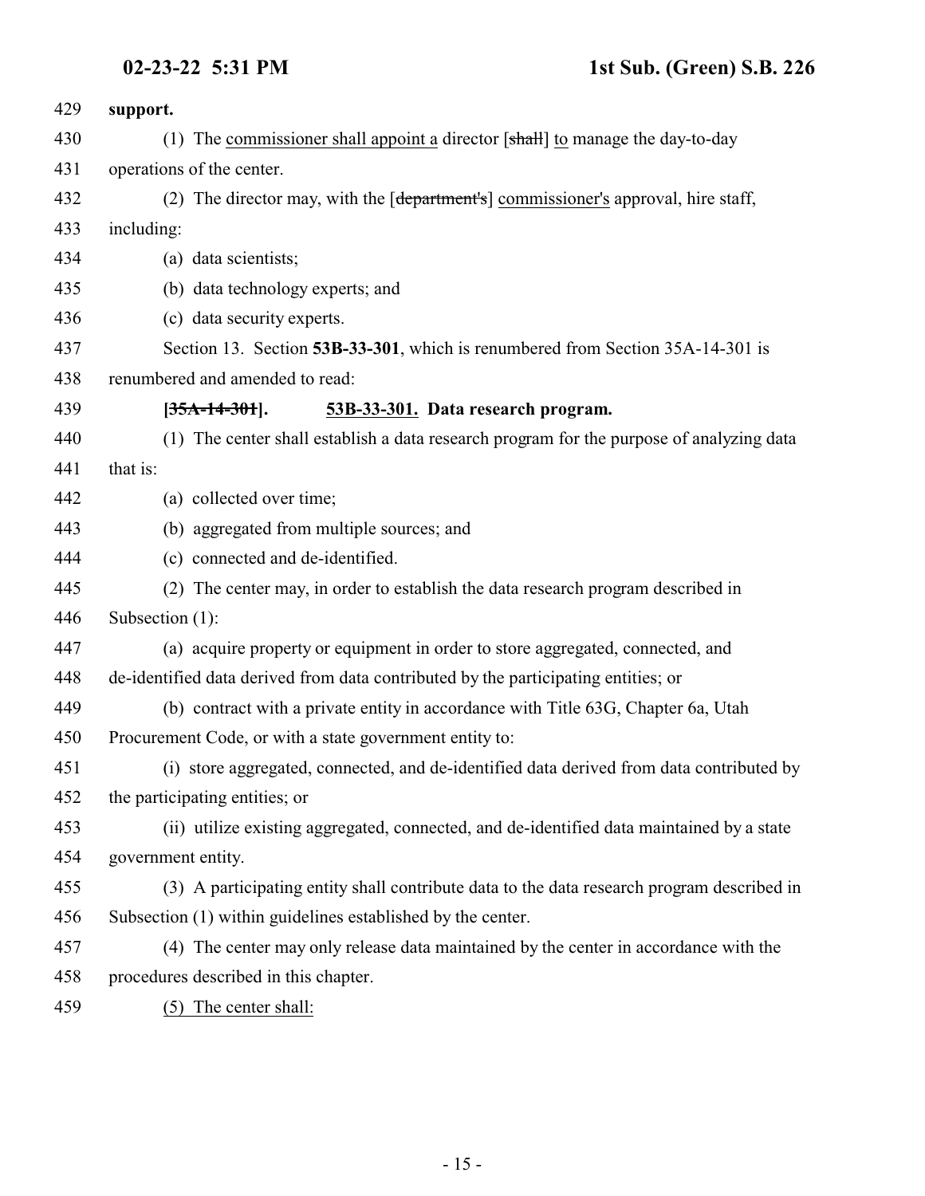support.

(1) The commissioner shall appoint a director [~~shall~~] to manage the day-to-day operations of the center.

(2) The director may, with the [~~department's~~] commissioner's approval, hire staff, including:

(a) data scientists;

(b) data technology experts; and

(c) data security experts.

Section 13. Section **53B-33-301**, which is renumbered from Section 35A-14-301 is renumbered and amended to read:

**[~~35A-14-301~~]. 53B-33-301. Data research program.**

(1) The center shall establish a data research program for the purpose of analyzing data that is:

(a) collected over time;

(b) aggregated from multiple sources; and

(c) connected and de-identified.

(2) The center may, in order to establish the data research program described in Subsection (1):

(a) acquire property or equipment in order to store aggregated, connected, and de-identified data derived from data contributed by the participating entities; or

(b) contract with a private entity in accordance with Title 63G, Chapter 6a, Utah Procurement Code, or with a state government entity to:

(i) store aggregated, connected, and de-identified data derived from data contributed by the participating entities; or

(ii) utilize existing aggregated, connected, and de-identified data maintained by a state government entity.

(3) A participating entity shall contribute data to the data research program described in Subsection (1) within guidelines established by the center.

(4) The center may only release data maintained by the center in accordance with the procedures described in this chapter.

(5) The center shall: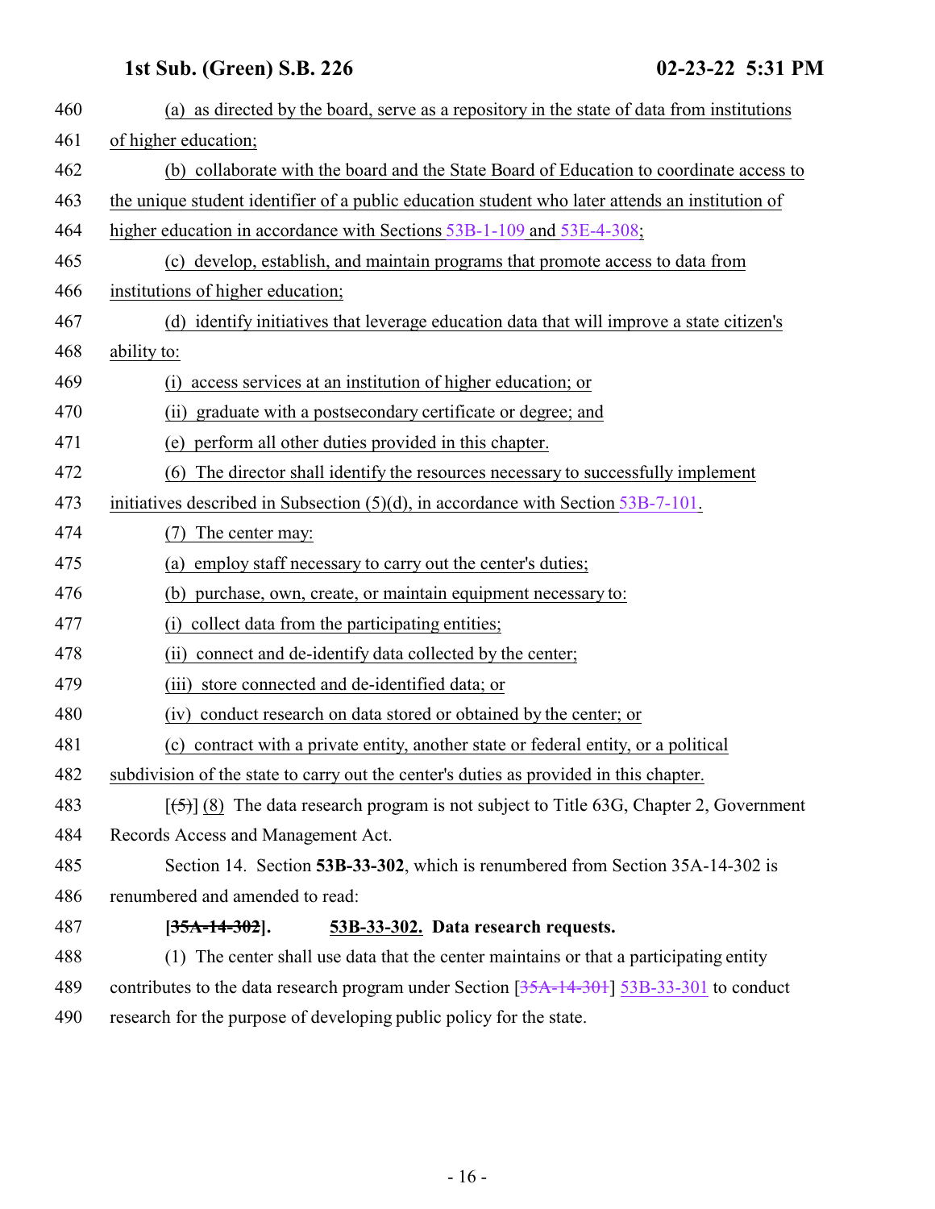460 (a) as directed by the board, serve as a repository in the state of data from institutions
461 of higher education;
462 (b) collaborate with the board and the State Board of Education to coordinate access to
463 the unique student identifier of a public education student who later attends an institution of
464 higher education in accordance with Sections 53B-1-109 and 53E-4-308;
465 (c) develop, establish, and maintain programs that promote access to data from
466 institutions of higher education;
467 (d) identify initiatives that leverage education data that will improve a state citizen's
468 ability to:
469 (i) access services at an institution of higher education; or
470 (ii) graduate with a postsecondary certificate or degree; and
471 (e) perform all other duties provided in this chapter.
472 (6) The director shall identify the resources necessary to successfully implement
473 initiatives described in Subsection (5)(d), in accordance with Section 53B-7-101.
474 (7) The center may:
475 (a) employ staff necessary to carry out the center's duties;
476 (b) purchase, own, create, or maintain equipment necessary to:
477 (i) collect data from the participating entities;
478 (ii) connect and de-identify data collected by the center;
479 (iii) store connected and de-identified data; or
480 (iv) conduct research on data stored or obtained by the center; or
481 (c) contract with a private entity, another state or federal entity, or a political
482 subdivision of the state to carry out the center's duties as provided in this chapter.
483 [~~(5)~~] (8) The data research program is not subject to Title 63G, Chapter 2, Government
484 Records Access and Management Act.
485 Section 14. Section **53B-33-302**, which is renumbered from Section 35A-14-302 is
486 renumbered and amended to read:
487 **[~~35A-14-302~~]. 53B-33-302. Data research requests.**
488 (1) The center shall use data that the center maintains or that a participating entity
489 contributes to the data research program under Section [~~35A-14-301~~] 53B-33-301 to conduct
490 research for the purpose of developing public policy for the state.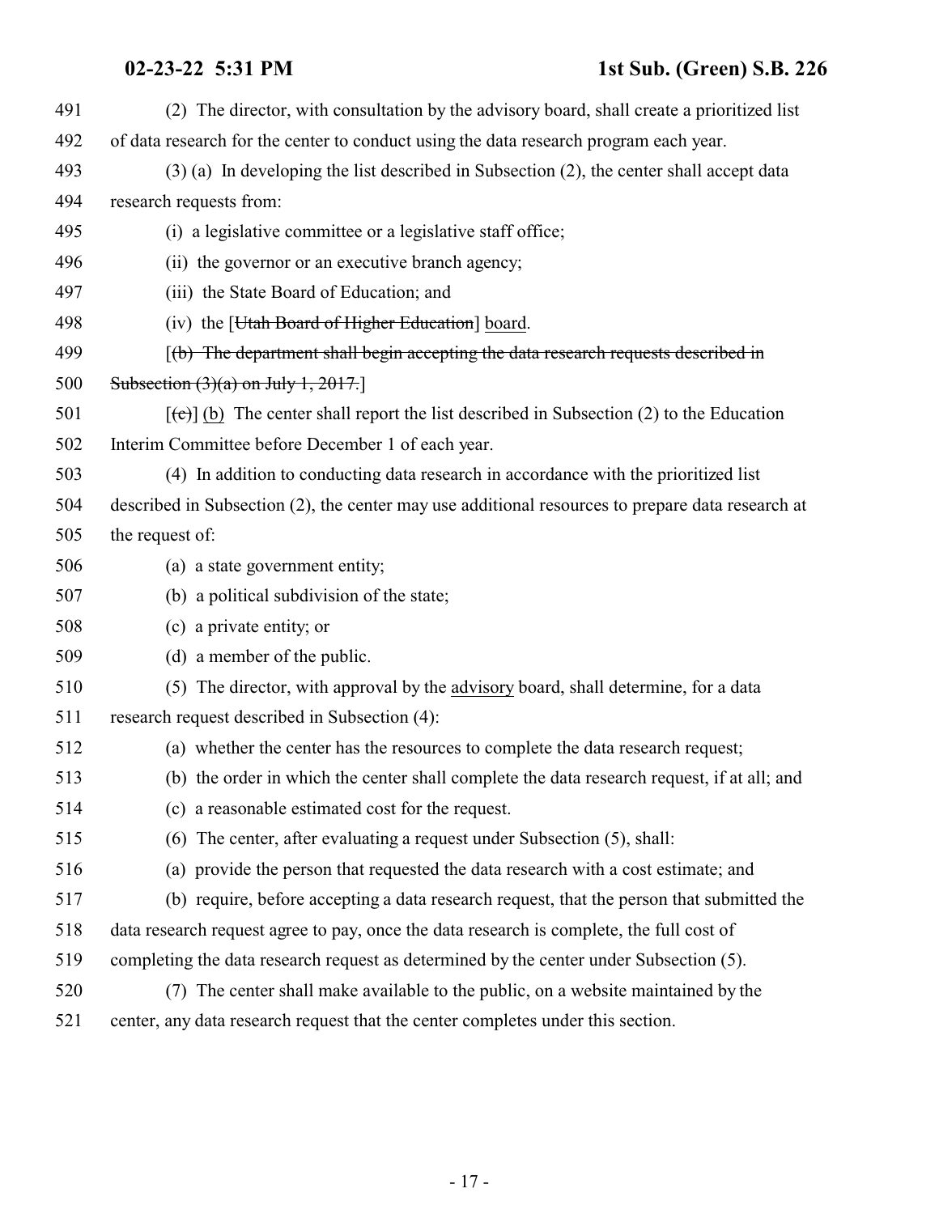491 (2) The director, with consultation by the advisory board, shall create a prioritized list
492 of data research for the center to conduct using the data research program each year.
493 (3) (a) In developing the list described in Subsection (2), the center shall accept data
494 research requests from:
495 (i) a legislative committee or a legislative staff office;
496 (ii) the governor or an executive branch agency;
497 (iii) the State Board of Education; and
498 (iv) the [~~Utah Board of Higher Education~~] board.
499 [~~(b) The department shall begin accepting the data research requests described in~~
500 ~~Subsection (3)(a) on July 1, 2017.~~]
501 [~~(c)~~] (b) The center shall report the list described in Subsection (2) to the Education
502 Interim Committee before December 1 of each year.
503 (4) In addition to conducting data research in accordance with the prioritized list
504 described in Subsection (2), the center may use additional resources to prepare data research at
505 the request of:
506 (a) a state government entity;
507 (b) a political subdivision of the state;
508 (c) a private entity; or
509 (d) a member of the public.
510 (5) The director, with approval by the advisory board, shall determine, for a data
511 research request described in Subsection (4):
512 (a) whether the center has the resources to complete the data research request;
513 (b) the order in which the center shall complete the data research request, if at all; and
514 (c) a reasonable estimated cost for the request.
515 (6) The center, after evaluating a request under Subsection (5), shall:
516 (a) provide the person that requested the data research with a cost estimate; and
517 (b) require, before accepting a data research request, that the person that submitted the
518 data research request agree to pay, once the data research is complete, the full cost of
519 completing the data research request as determined by the center under Subsection (5).
520 (7) The center shall make available to the public, on a website maintained by the
521 center, any data research request that the center completes under this section.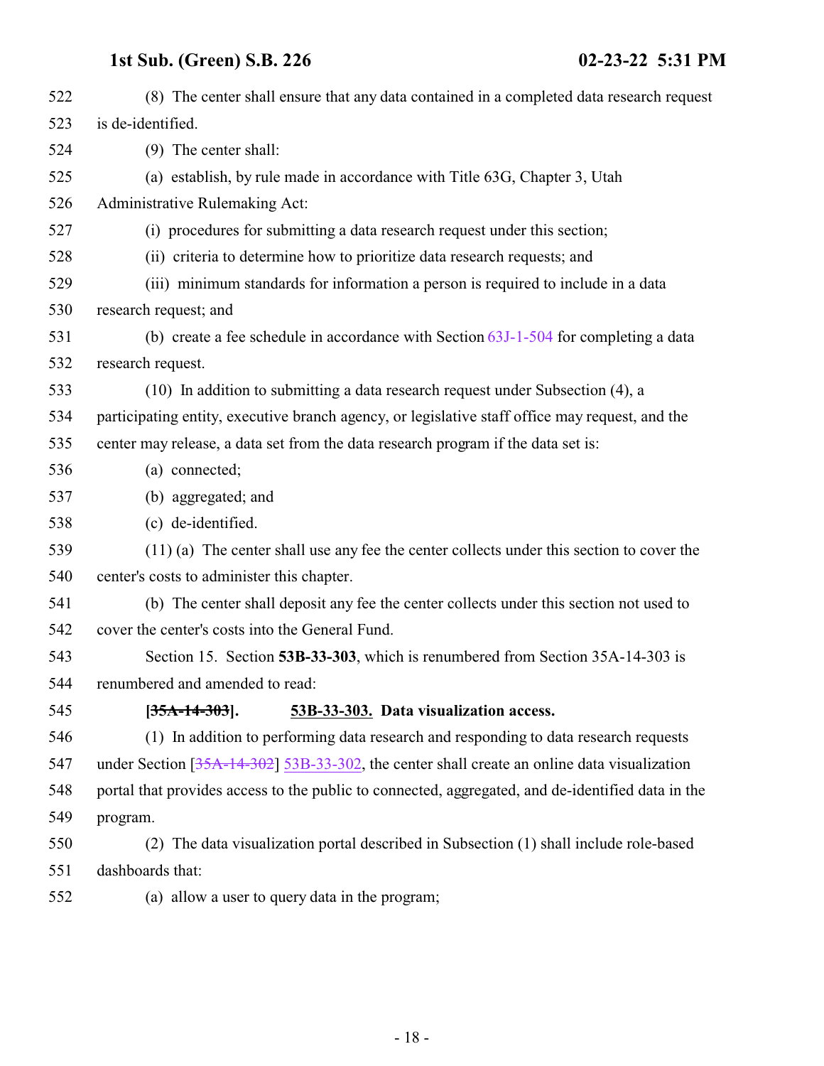(8) The center shall ensure that any data contained in a completed data research request is de-identified.

(9) The center shall:

(a) establish, by rule made in accordance with Title 63G, Chapter 3, Utah Administrative Rulemaking Act:

(i) procedures for submitting a data research request under this section;

(ii) criteria to determine how to prioritize data research requests; and

(iii) minimum standards for information a person is required to include in a data research request; and

(b) create a fee schedule in accordance with Section 63J-1-504 for completing a data research request.

(10) In addition to submitting a data research request under Subsection (4), a participating entity, executive branch agency, or legislative staff office may request, and the center may release, a data set from the data research program if the data set is:

(a) connected;

(b) aggregated; and

(c) de-identified.

(11) (a) The center shall use any fee the center collects under this section to cover the center's costs to administer this chapter.

(b) The center shall deposit any fee the center collects under this section not used to cover the center's costs into the General Fund.

Section 15. Section **53B-33-303**, which is renumbered from Section 35A-14-303 is renumbered and amended to read:

**[~~35A-14-303~~]. 53B-33-303. Data visualization access.**

(1) In addition to performing data research and responding to data research requests under Section [~~35A-14-302~~] 53B-33-302, the center shall create an online data visualization portal that provides access to the public to connected, aggregated, and de-identified data in the program.

(2) The data visualization portal described in Subsection (1) shall include role-based dashboards that:

(a) allow a user to query data in the program;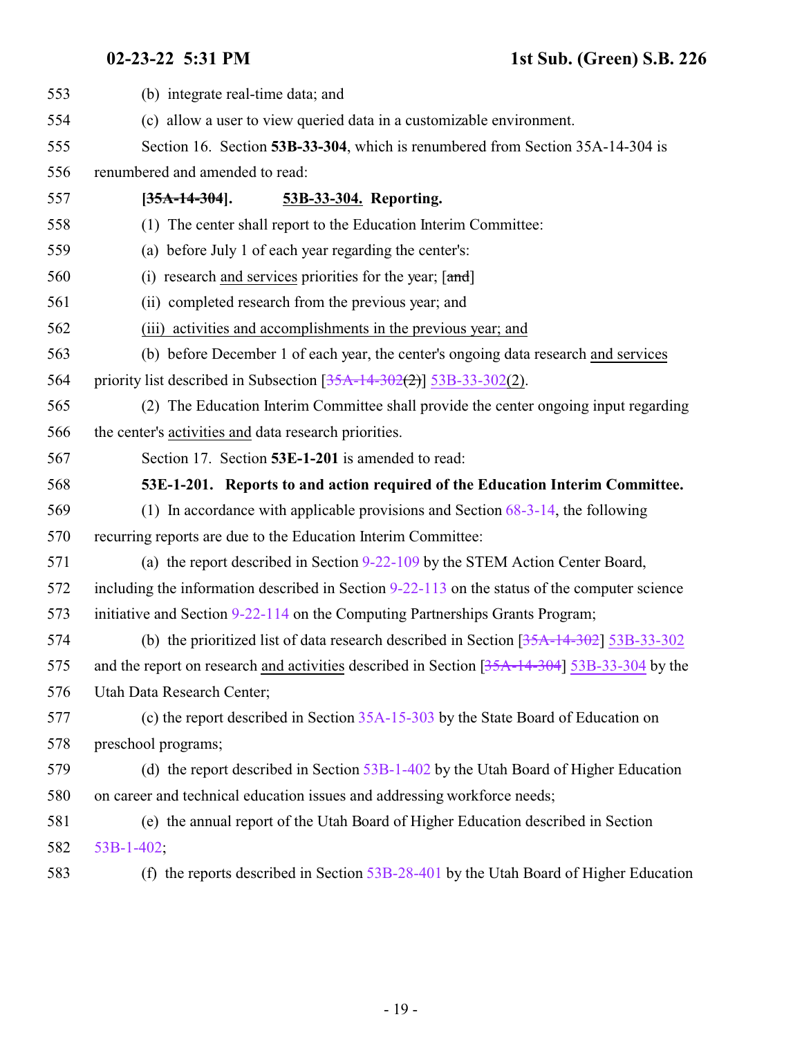553 (b) integrate real-time data; and

554 (c) allow a user to view queried data in a customizable environment.

555 Section 16. Section **53B-33-304**, which is renumbered from Section 35A-14-304 is

556 renumbered and amended to read:

557 **[~~35A-14-304~~]. 53B-33-304. Reporting.**

558 (1) The center shall report to the Education Interim Committee:

559 (a) before July 1 of each year regarding the center's:

560 (i) research and services priorities for the year; [~~and~~]

561 (ii) completed research from the previous year; and

562 (iii) activities and accomplishments in the previous year; and

563 (b) before December 1 of each year, the center's ongoing data research and services

564 priority list described in Subsection [~~35A-14-302(2)~~] 53B-33-302(2).

565 (2) The Education Interim Committee shall provide the center ongoing input regarding

566 the center's activities and data research priorities.

567 Section 17. Section **53E-1-201** is amended to read:

568 **53E-1-201. Reports to and action required of the Education Interim Committee.**

569 (1) In accordance with applicable provisions and Section 68-3-14, the following

570 recurring reports are due to the Education Interim Committee:

571 (a) the report described in Section 9-22-109 by the STEM Action Center Board,

572 including the information described in Section 9-22-113 on the status of the computer science

573 initiative and Section 9-22-114 on the Computing Partnerships Grants Program;

574 (b) the prioritized list of data research described in Section [~~35A-14-302~~] 53B-33-302

575 and the report on research and activities described in Section [~~35A-14-304~~] 53B-33-304 by the

576 Utah Data Research Center;

577 (c) the report described in Section 35A-15-303 by the State Board of Education on

578 preschool programs;

579 (d) the report described in Section 53B-1-402 by the Utah Board of Higher Education

580 on career and technical education issues and addressing workforce needs;

581 (e) the annual report of the Utah Board of Higher Education described in Section

582 53B-1-402;

583 (f) the reports described in Section 53B-28-401 by the Utah Board of Higher Education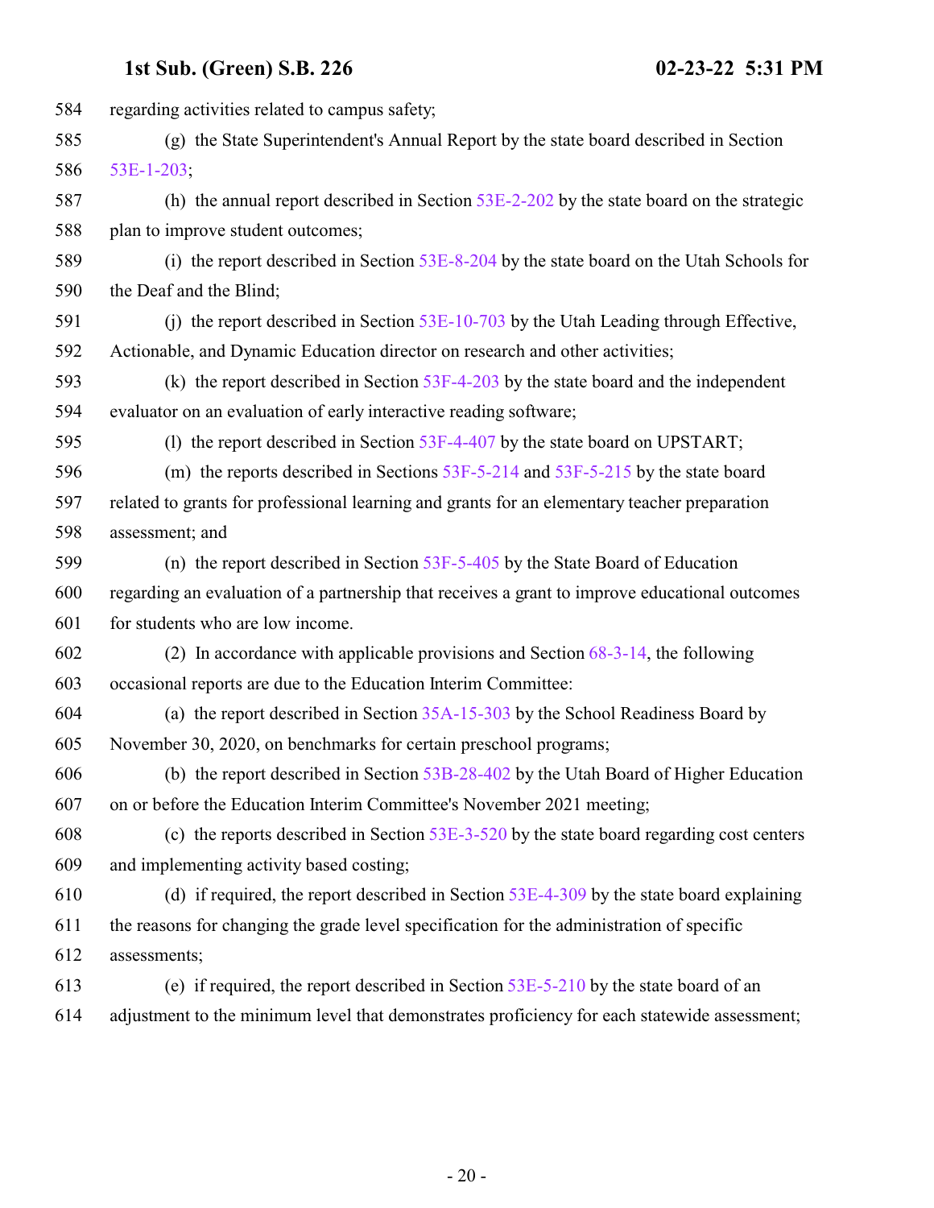regarding activities related to campus safety;

(g) the State Superintendent's Annual Report by the state board described in Section 53E-1-203;

(h) the annual report described in Section 53E-2-202 by the state board on the strategic plan to improve student outcomes;

(i) the report described in Section 53E-8-204 by the state board on the Utah Schools for the Deaf and the Blind;

(j) the report described in Section 53E-10-703 by the Utah Leading through Effective, Actionable, and Dynamic Education director on research and other activities;

(k) the report described in Section 53F-4-203 by the state board and the independent evaluator on an evaluation of early interactive reading software;

(l) the report described in Section 53F-4-407 by the state board on UPSTART;

(m) the reports described in Sections 53F-5-214 and 53F-5-215 by the state board related to grants for professional learning and grants for an elementary teacher preparation assessment; and

(n) the report described in Section 53F-5-405 by the State Board of Education regarding an evaluation of a partnership that receives a grant to improve educational outcomes for students who are low income.

(2) In accordance with applicable provisions and Section 68-3-14, the following occasional reports are due to the Education Interim Committee:

(a) the report described in Section 35A-15-303 by the School Readiness Board by November 30, 2020, on benchmarks for certain preschool programs;

(b) the report described in Section 53B-28-402 by the Utah Board of Higher Education on or before the Education Interim Committee's November 2021 meeting;

(c) the reports described in Section 53E-3-520 by the state board regarding cost centers and implementing activity based costing;

(d) if required, the report described in Section 53E-4-309 by the state board explaining the reasons for changing the grade level specification for the administration of specific assessments;

(e) if required, the report described in Section 53E-5-210 by the state board of an adjustment to the minimum level that demonstrates proficiency for each statewide assessment;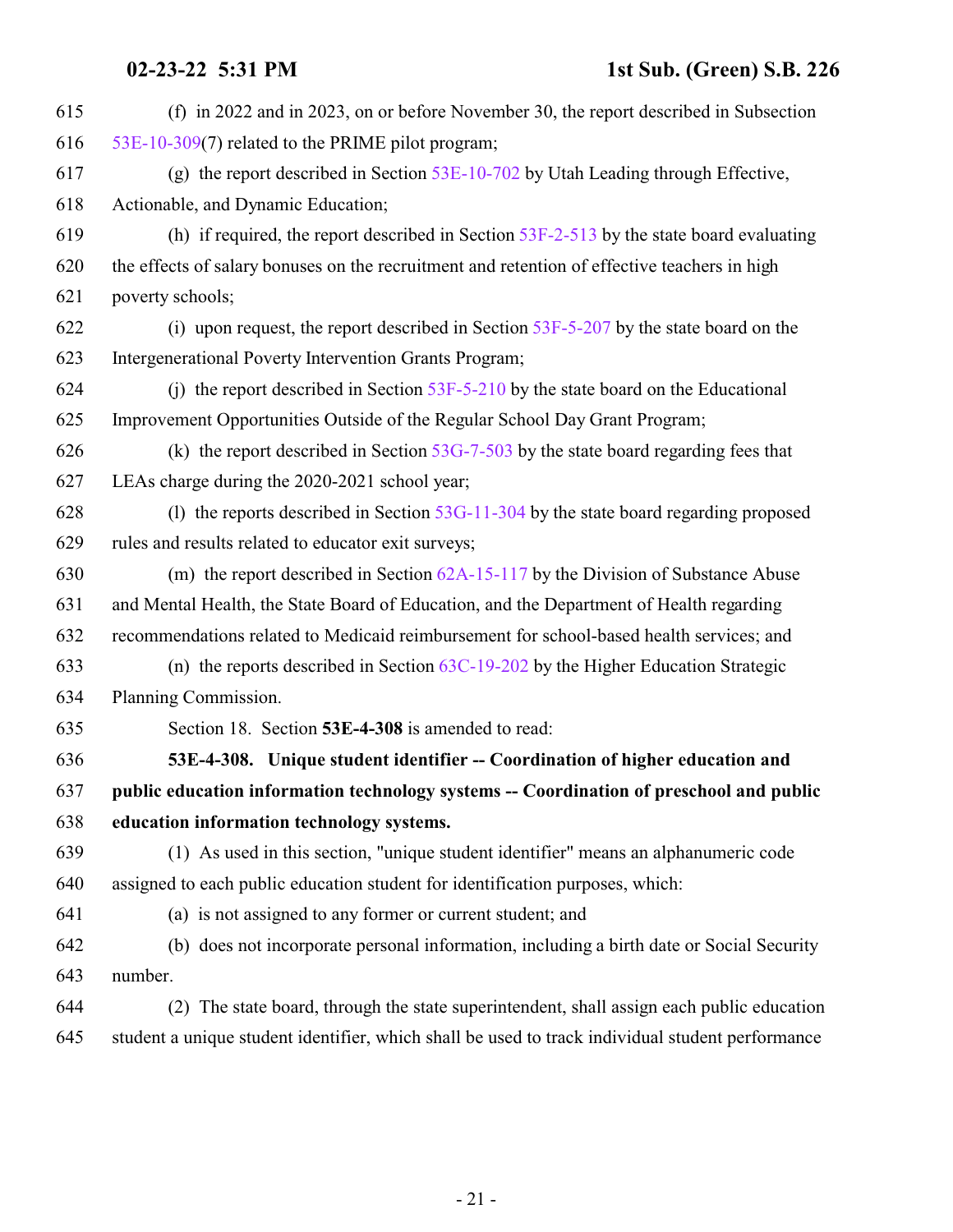(f) in 2022 and in 2023, on or before November 30, the report described in Subsection 53E-10-309(7) related to the PRIME pilot program;

(g) the report described in Section 53E-10-702 by Utah Leading through Effective, Actionable, and Dynamic Education;

(h) if required, the report described in Section 53F-2-513 by the state board evaluating the effects of salary bonuses on the recruitment and retention of effective teachers in high poverty schools;

(i) upon request, the report described in Section 53F-5-207 by the state board on the Intergenerational Poverty Intervention Grants Program;

(j) the report described in Section 53F-5-210 by the state board on the Educational Improvement Opportunities Outside of the Regular School Day Grant Program;

(k) the report described in Section 53G-7-503 by the state board regarding fees that LEAs charge during the 2020-2021 school year;

(l) the reports described in Section 53G-11-304 by the state board regarding proposed rules and results related to educator exit surveys;

(m) the report described in Section 62A-15-117 by the Division of Substance Abuse and Mental Health, the State Board of Education, and the Department of Health regarding recommendations related to Medicaid reimbursement for school-based health services; and

(n) the reports described in Section 63C-19-202 by the Higher Education Strategic Planning Commission.

Section 18. Section **53E-4-308** is amended to read:

**53E-4-308. Unique student identifier -- Coordination of higher education and public education information technology systems -- Coordination of preschool and public education information technology systems.**

(1) As used in this section, "unique student identifier" means an alphanumeric code assigned to each public education student for identification purposes, which:

(a) is not assigned to any former or current student; and

(b) does not incorporate personal information, including a birth date or Social Security number.

(2) The state board, through the state superintendent, shall assign each public education student a unique student identifier, which shall be used to track individual student performance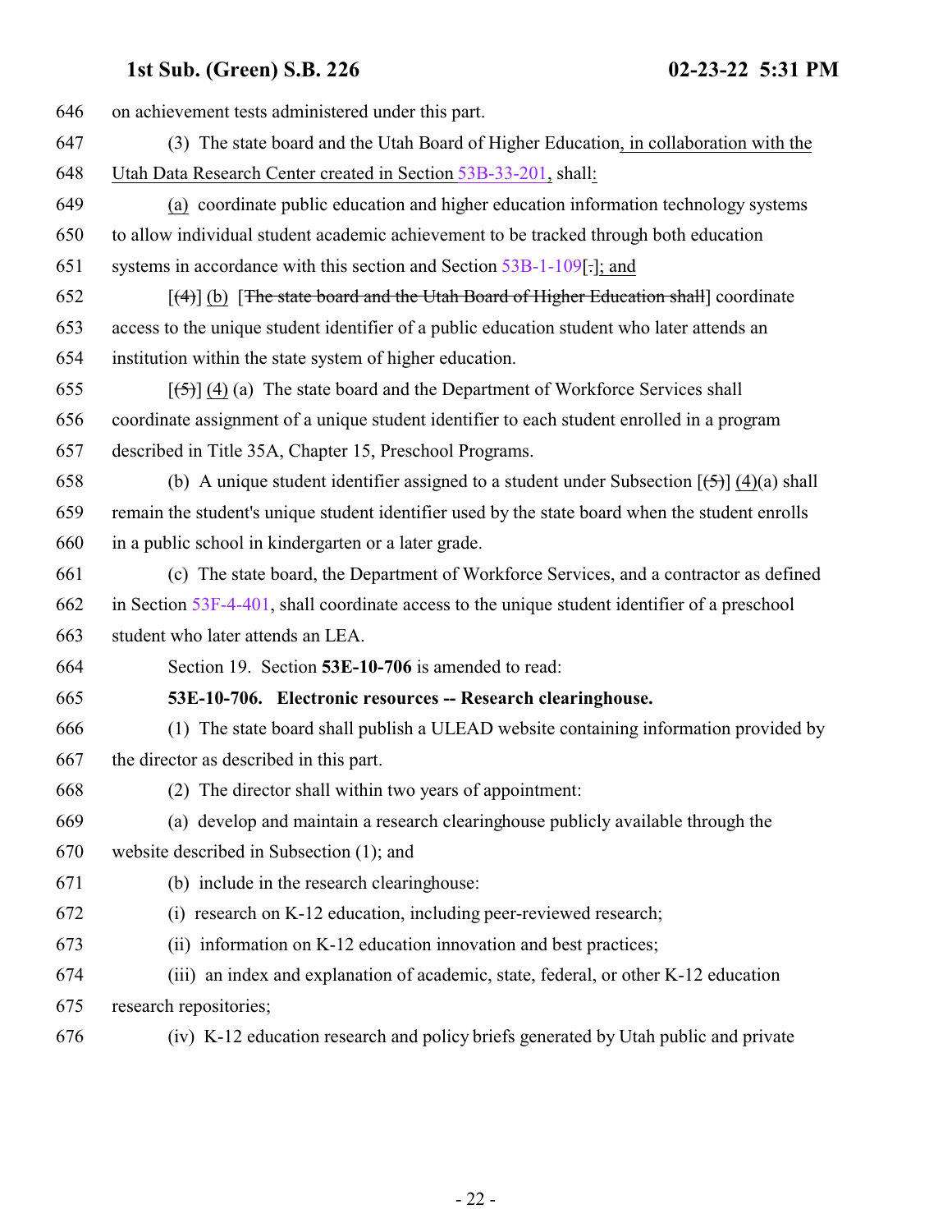646 on achievement tests administered under this part.

647 (3) The state board and the Utah Board of Higher Education, in collaboration with the

648 Utah Data Research Center created in Section 53B-33-201, shall:

649 (a) coordinate public education and higher education information technology systems

650 to allow individual student academic achievement to be tracked through both education

651 systems in accordance with this section and Section 53B-1-109[.]; and

652 [(4)] (b) [~~The state board and the Utah Board of Higher Education shall~~] coordinate

653 access to the unique student identifier of a public education student who later attends an

654 institution within the state system of higher education.

655 [(5)] (4) (a) The state board and the Department of Workforce Services shall

656 coordinate assignment of a unique student identifier to each student enrolled in a program

657 described in Title 35A, Chapter 15, Preschool Programs.

658 (b) A unique student identifier assigned to a student under Subsection [(5)] (4)(a) shall

659 remain the student's unique student identifier used by the state board when the student enrolls

660 in a public school in kindergarten or a later grade.

661 (c) The state board, the Department of Workforce Services, and a contractor as defined

662 in Section 53F-4-401, shall coordinate access to the unique student identifier of a preschool

663 student who later attends an LEA.

664 Section 19. Section **53E-10-706** is amended to read:

665 **53E-10-706. Electronic resources -- Research clearinghouse.**

666 (1) The state board shall publish a ULEAD website containing information provided by

667 the director as described in this part.

668 (2) The director shall within two years of appointment:

669 (a) develop and maintain a research clearinghouse publicly available through the

670 website described in Subsection (1); and

671 (b) include in the research clearinghouse:

672 (i) research on K-12 education, including peer-reviewed research;

673 (ii) information on K-12 education innovation and best practices;

674 (iii) an index and explanation of academic, state, federal, or other K-12 education

675 research repositories;

676 (iv) K-12 education research and policy briefs generated by Utah public and private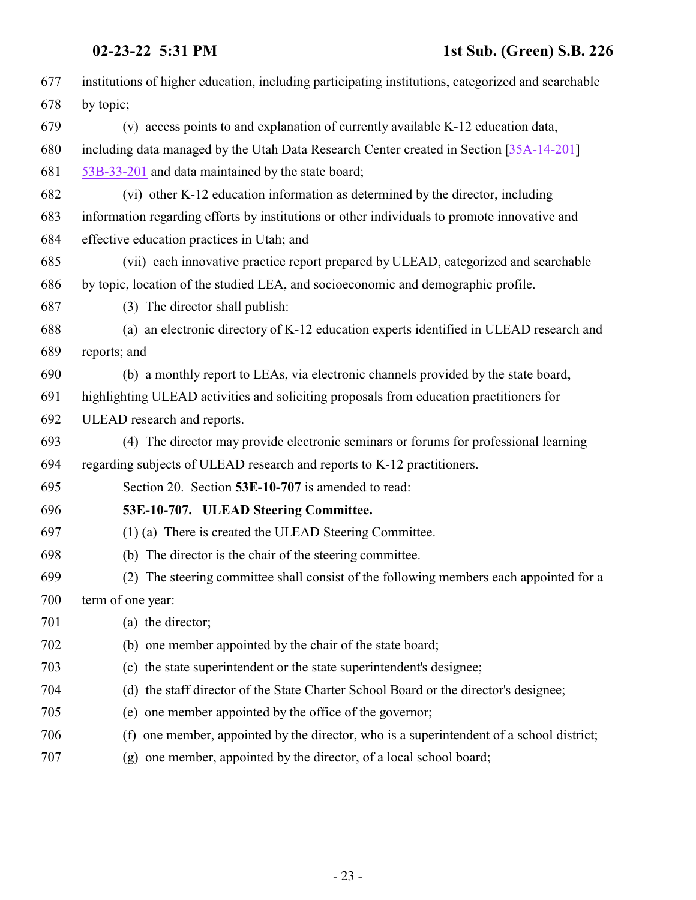institutions of higher education, including participating institutions, categorized and searchable by topic;

(v) access points to and explanation of currently available K-12 education data, including data managed by the Utah Data Research Center created in Section [~~35A-14-201~~] 53B-33-201 and data maintained by the state board;

(vi) other K-12 education information as determined by the director, including information regarding efforts by institutions or other individuals to promote innovative and effective education practices in Utah; and

(vii) each innovative practice report prepared by ULEAD, categorized and searchable by topic, location of the studied LEA, and socioeconomic and demographic profile.

(3) The director shall publish:

(a) an electronic directory of K-12 education experts identified in ULEAD research and reports; and

(b) a monthly report to LEAs, via electronic channels provided by the state board, highlighting ULEAD activities and soliciting proposals from education practitioners for ULEAD research and reports.

(4) The director may provide electronic seminars or forums for professional learning regarding subjects of ULEAD research and reports to K-12 practitioners.

Section 20. Section **53E-10-707** is amended to read:

**53E-10-707. ULEAD Steering Committee.**

(1) (a) There is created the ULEAD Steering Committee.

(b) The director is the chair of the steering committee.

(2) The steering committee shall consist of the following members each appointed for a term of one year:

(a) the director;

(b) one member appointed by the chair of the state board;

(c) the state superintendent or the state superintendent's designee;

(d) the staff director of the State Charter School Board or the director's designee;

(e) one member appointed by the office of the governor;

(f) one member, appointed by the director, who is a superintendent of a school district;

(g) one member, appointed by the director, of a local school board;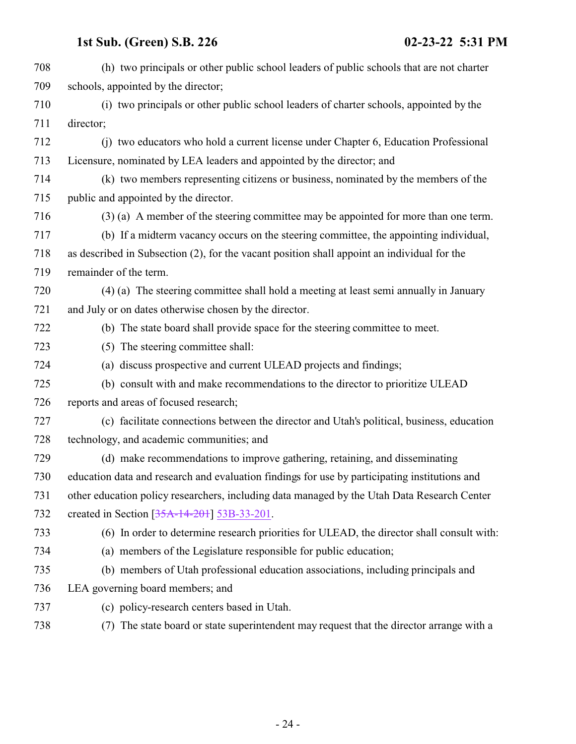(h) two principals or other public school leaders of public schools that are not charter schools, appointed by the director;

(i) two principals or other public school leaders of charter schools, appointed by the director;

(j) two educators who hold a current license under Chapter 6, Education Professional Licensure, nominated by LEA leaders and appointed by the director; and

(k) two members representing citizens or business, nominated by the members of the public and appointed by the director.

(3) (a) A member of the steering committee may be appointed for more than one term.

(b) If a midterm vacancy occurs on the steering committee, the appointing individual, as described in Subsection (2), for the vacant position shall appoint an individual for the remainder of the term.

(4) (a) The steering committee shall hold a meeting at least semi annually in January and July or on dates otherwise chosen by the director.

(b) The state board shall provide space for the steering committee to meet.

(5) The steering committee shall:

(a) discuss prospective and current ULEAD projects and findings;

(b) consult with and make recommendations to the director to prioritize ULEAD reports and areas of focused research;

(c) facilitate connections between the director and Utah's political, business, education technology, and academic communities; and

(d) make recommendations to improve gathering, retaining, and disseminating education data and research and evaluation findings for use by participating institutions and other education policy researchers, including data managed by the Utah Data Research Center created in Section [~~35A-14-201~~] 53B-33-201.

(6) In order to determine research priorities for ULEAD, the director shall consult with:

(a) members of the Legislature responsible for public education;

(b) members of Utah professional education associations, including principals and LEA governing board members; and

(c) policy-research centers based in Utah.

(7) The state board or state superintendent may request that the director arrange with a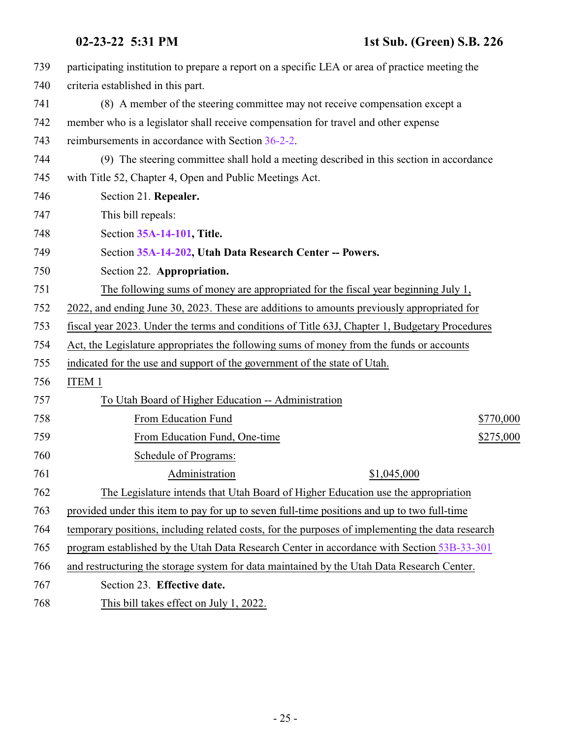participating institution to prepare a report on a specific LEA or area of practice meeting the criteria established in this part.

(8) A member of the steering committee may not receive compensation except a member who is a legislator shall receive compensation for travel and other expense reimbursements in accordance with Section 36-2-2.

(9) The steering committee shall hold a meeting described in this section in accordance with Title 52, Chapter 4, Open and Public Meetings Act.

Section 21. **Repealer.**

This bill repeals:

Section **35A-14-101, Title.**

Section **35A-14-202, Utah Data Research Center -- Powers.**

Section 22. **Appropriation.**

The following sums of money are appropriated for the fiscal year beginning July 1, 2022, and ending June 30, 2023. These are additions to amounts previously appropriated for fiscal year 2023. Under the terms and conditions of Title 63J, Chapter 1, Budgetary Procedures Act, the Legislature appropriates the following sums of money from the funds or accounts indicated for the use and support of the government of the state of Utah.

ITEM 1

To Utah Board of Higher Education -- Administration

| | | |
|---|---|---|
| From Education Fund | | $770,000 |
| From Education Fund, One-time | | $275,000 |
| Schedule of Programs: | | |
| Administration | $1,045,000 | |

The Legislature intends that Utah Board of Higher Education use the appropriation provided under this item to pay for up to seven full-time positions and up to two full-time temporary positions, including related costs, for the purposes of implementing the data research program established by the Utah Data Research Center in accordance with Section 53B-33-301 and restructuring the storage system for data maintained by the Utah Data Research Center.

Section 23. **Effective date.**

This bill takes effect on July 1, 2022.